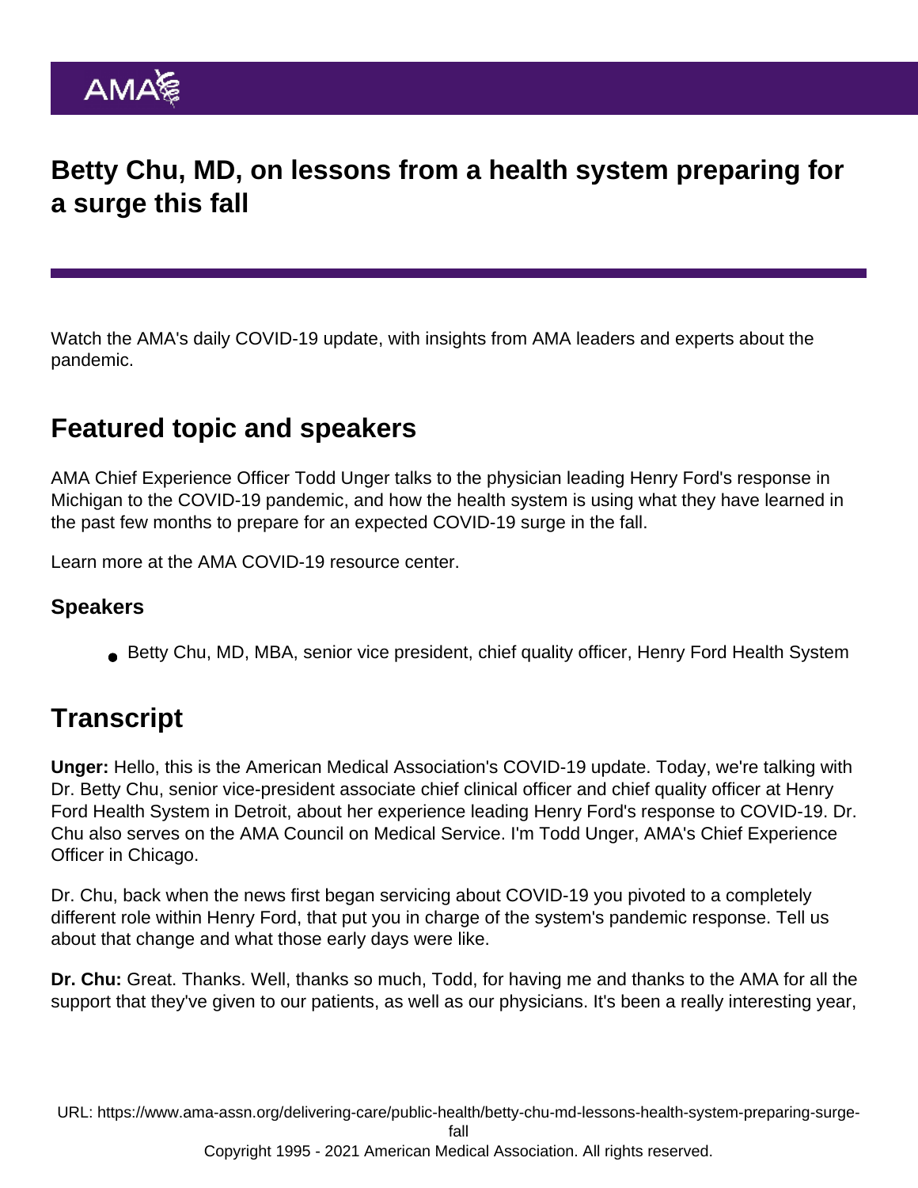# Betty Chu, MD, on lessons from a health system preparing for a surge this fall

Watch the AMA's daily COVID-19 update, with insights from AMA leaders and experts about the pandemic.

## Featured topic and speakers

AMA Chief Experience Officer Todd Unger talks to the physician leading Henry Ford's response in Michigan to the COVID-19 pandemic, and how the health system is using what they have learned in the past few months to prepare for an expected COVID-19 surge in the fall.

Learn more at the AMA COVID-19 resource center.

### Speakers

- Betty Chu, MD, MBA, senior vice president, chief quality officer, Henry Ford Health System

## Transcript

**Unger:** Hello, this is the American Medical Association's COVID-19 update. Today, we're talking with Dr. Betty Chu, senior vice-president associate chief clinical officer and chief quality officer at Henry Ford Health System in Detroit, about her experience leading Henry Ford's response to COVID-19. Dr. Chu also serves on the AMA Council on Medical Service. I'm Todd Unger, AMA's Chief Experience Officer in Chicago.

Dr. Chu, back when the news first began servicing about COVID-19 you pivoted to a completely different role within Henry Ford, that put you in charge of the system's pandemic response. Tell us about that change and what those early days were like.

**Dr. Chu:** Great. Thanks. Well, thanks so much, Todd, for having me and thanks to the AMA for all the support that they've given to our patients, as well as our physicians. It's been a really interesting year,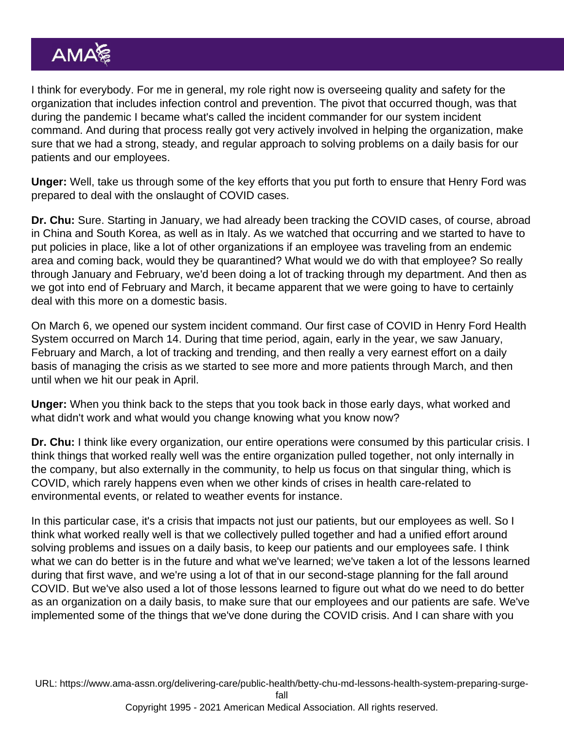I think for everybody. For me in general, my role right now is overseeing quality and safety for the organization that includes infection control and prevention. The pivot that occurred though, was that during the pandemic I became what's called the incident commander for our system incident command. And during that process really got very actively involved in helping the organization, make sure that we had a strong, steady, and regular approach to solving problems on a daily basis for our patients and our employees.

**Unger:** Well, take us through some of the key efforts that you put forth to ensure that Henry Ford was prepared to deal with the onslaught of COVID cases.

**Dr. Chu:** Sure. Starting in January, we had already been tracking the COVID cases, of course, abroad in China and South Korea, as well as in Italy. As we watched that occurring and we started to have to put policies in place, like a lot of other organizations if an employee was traveling from an endemic area and coming back, would they be quarantined? What would we do with that employee? So really through January and February, we'd been doing a lot of tracking through my department. And then as we got into end of February and March, it became apparent that we were going to have to certainly deal with this more on a domestic basis.

On March 6, we opened our system incident command. Our first case of COVID in Henry Ford Health System occurred on March 14. During that time period, again, early in the year, we saw January, February and March, a lot of tracking and trending, and then really a very earnest effort on a daily basis of managing the crisis as we started to see more and more patients through March, and then until when we hit our peak in April.

**Unger:** When you think back to the steps that you took back in those early days, what worked and what didn't work and what would you change knowing what you know now?

**Dr. Chu:** I think like every organization, our entire operations were consumed by this particular crisis. I think things that worked really well was the entire organization pulled together, not only internally in the company, but also externally in the community, to help us focus on that singular thing, which is COVID, which rarely happens even when we other kinds of crises in health care-related to environmental events, or related to weather events for instance.

In this particular case, it's a crisis that impacts not just our patients, but our employees as well. So I think what worked really well is that we collectively pulled together and had a unified effort around solving problems and issues on a daily basis, to keep our patients and our employees safe. I think what we can do better is in the future and what we've learned; we've taken a lot of the lessons learned during that first wave, and we're using a lot of that in our second-stage planning for the fall around COVID. But we've also used a lot of those lessons learned to figure out what do we need to do better as an organization on a daily basis, to make sure that our employees and our patients are safe. We've implemented some of the things that we've done during the COVID crisis. And I can share with you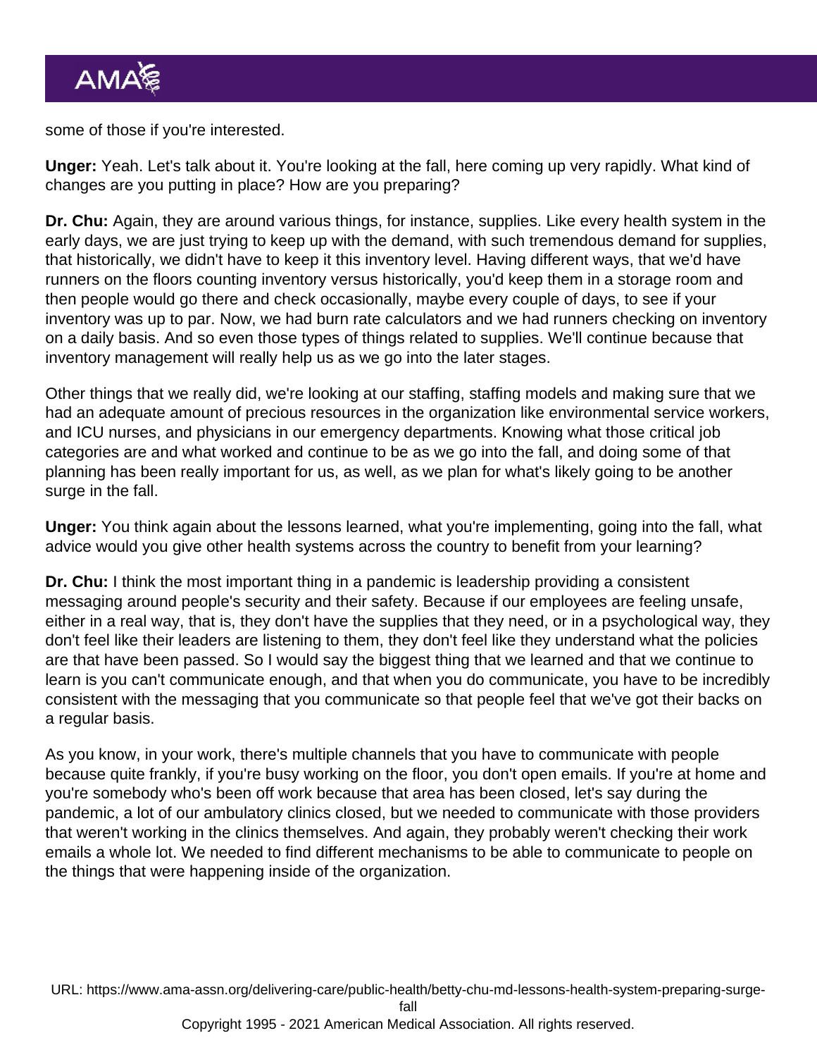some of those if you're interested.

**Unger:** Yeah. Let's talk about it. You're looking at the fall, here coming up very rapidly. What kind of changes are you putting in place? How are you preparing?

**Dr. Chu:** Again, they are around various things, for instance, supplies. Like every health system in the early days, we are just trying to keep up with the demand, with such tremendous demand for supplies, that historically, we didn't have to keep it this inventory level. Having different ways, that we'd have runners on the floors counting inventory versus historically, you'd keep them in a storage room and then people would go there and check occasionally, maybe every couple of days, to see if your inventory was up to par. Now, we had burn rate calculators and we had runners checking on inventory on a daily basis. And so even those types of things related to supplies. We'll continue because that inventory management will really help us as we go into the later stages.

Other things that we really did, we're looking at our staffing, staffing models and making sure that we had an adequate amount of precious resources in the organization like environmental service workers, and ICU nurses, and physicians in our emergency departments. Knowing what those critical job categories are and what worked and continue to be as we go into the fall, and doing some of that planning has been really important for us, as well, as we plan for what's likely going to be another surge in the fall.

**Unger:** You think again about the lessons learned, what you're implementing, going into the fall, what advice would you give other health systems across the country to benefit from your learning?

**Dr. Chu:** I think the most important thing in a pandemic is leadership providing a consistent messaging around people's security and their safety. Because if our employees are feeling unsafe, either in a real way, that is, they don't have the supplies that they need, or in a psychological way, they don't feel like their leaders are listening to them, they don't feel like they understand what the policies are that have been passed. So I would say the biggest thing that we learned and that we continue to learn is you can't communicate enough, and that when you do communicate, you have to be incredibly consistent with the messaging that you communicate so that people feel that we've got their backs on a regular basis.

As you know, in your work, there's multiple channels that you have to communicate with people because quite frankly, if you're busy working on the floor, you don't open emails. If you're at home and you're somebody who's been off work because that area has been closed, let's say during the pandemic, a lot of our ambulatory clinics closed, but we needed to communicate with those providers that weren't working in the clinics themselves. And again, they probably weren't checking their work emails a whole lot. We needed to find different mechanisms to be able to communicate to people on the things that were happening inside of the organization.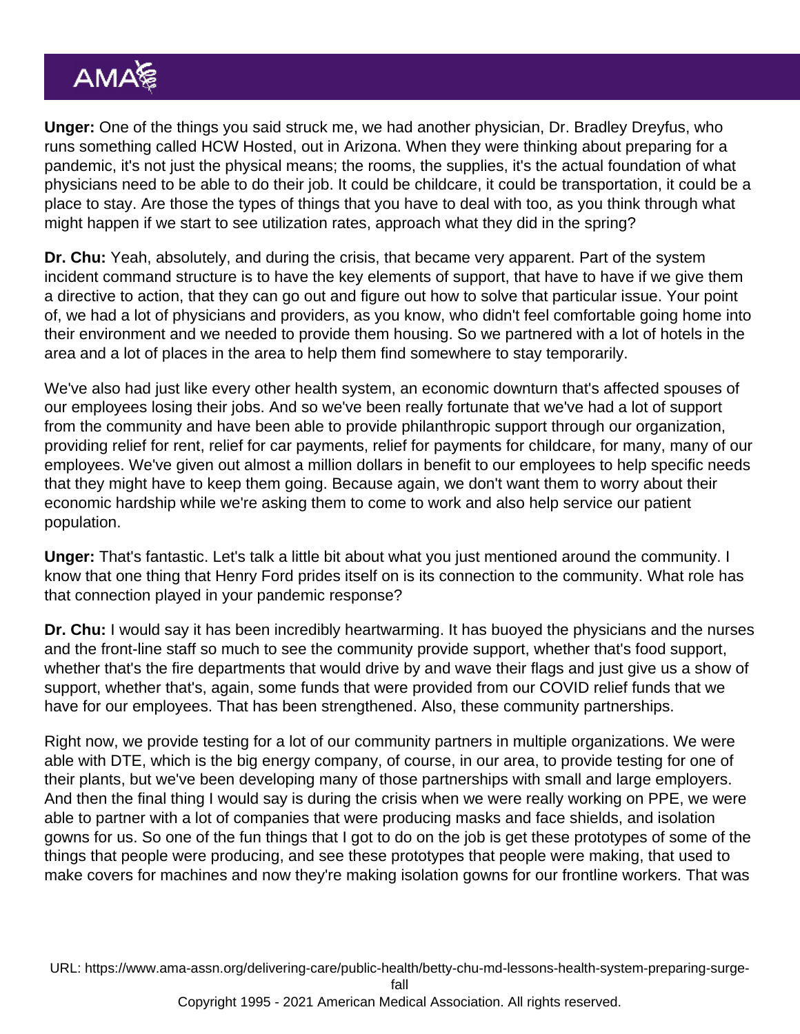**Unger:** One of the things you said struck me, we had another physician, Dr. Bradley Dreyfus, who runs something called HCW Hosted, out in Arizona. When they were thinking about preparing for a pandemic, it's not just the physical means; the rooms, the supplies, it's the actual foundation of what physicians need to be able to do their job. It could be childcare, it could be transportation, it could be a place to stay. Are those the types of things that you have to deal with too, as you think through what might happen if we start to see utilization rates, approach what they did in the spring?

**Dr. Chu:** Yeah, absolutely, and during the crisis, that became very apparent. Part of the system incident command structure is to have the key elements of support, that have to have if we give them a directive to action, that they can go out and figure out how to solve that particular issue. Your point of, we had a lot of physicians and providers, as you know, who didn't feel comfortable going home into their environment and we needed to provide them housing. So we partnered with a lot of hotels in the area and a lot of places in the area to help them find somewhere to stay temporarily.

We've also had just like every other health system, an economic downturn that's affected spouses of our employees losing their jobs. And so we've been really fortunate that we've had a lot of support from the community and have been able to provide philanthropic support through our organization, providing relief for rent, relief for car payments, relief for payments for childcare, for many, many of our employees. We've given out almost a million dollars in benefit to our employees to help specific needs that they might have to keep them going. Because again, we don't want them to worry about their economic hardship while we're asking them to come to work and also help service our patient population.

**Unger:** That's fantastic. Let's talk a little bit about what you just mentioned around the community. I know that one thing that Henry Ford prides itself on is its connection to the community. What role has that connection played in your pandemic response?

**Dr. Chu:** I would say it has been incredibly heartwarming. It has buoyed the physicians and the nurses and the front-line staff so much to see the community provide support, whether that's food support, whether that's the fire departments that would drive by and wave their flags and just give us a show of support, whether that's, again, some funds that were provided from our COVID relief funds that we have for our employees. That has been strengthened. Also, these community partnerships.

Right now, we provide testing for a lot of our community partners in multiple organizations. We were able with DTE, which is the big energy company, of course, in our area, to provide testing for one of their plants, but we've been developing many of those partnerships with small and large employers. And then the final thing I would say is during the crisis when we were really working on PPE, we were able to partner with a lot of companies that were producing masks and face shields, and isolation gowns for us. So one of the fun things that I got to do on the job is get these prototypes of some of the things that people were producing, and see these prototypes that people were making, that used to make covers for machines and now they're making isolation gowns for our frontline workers. That was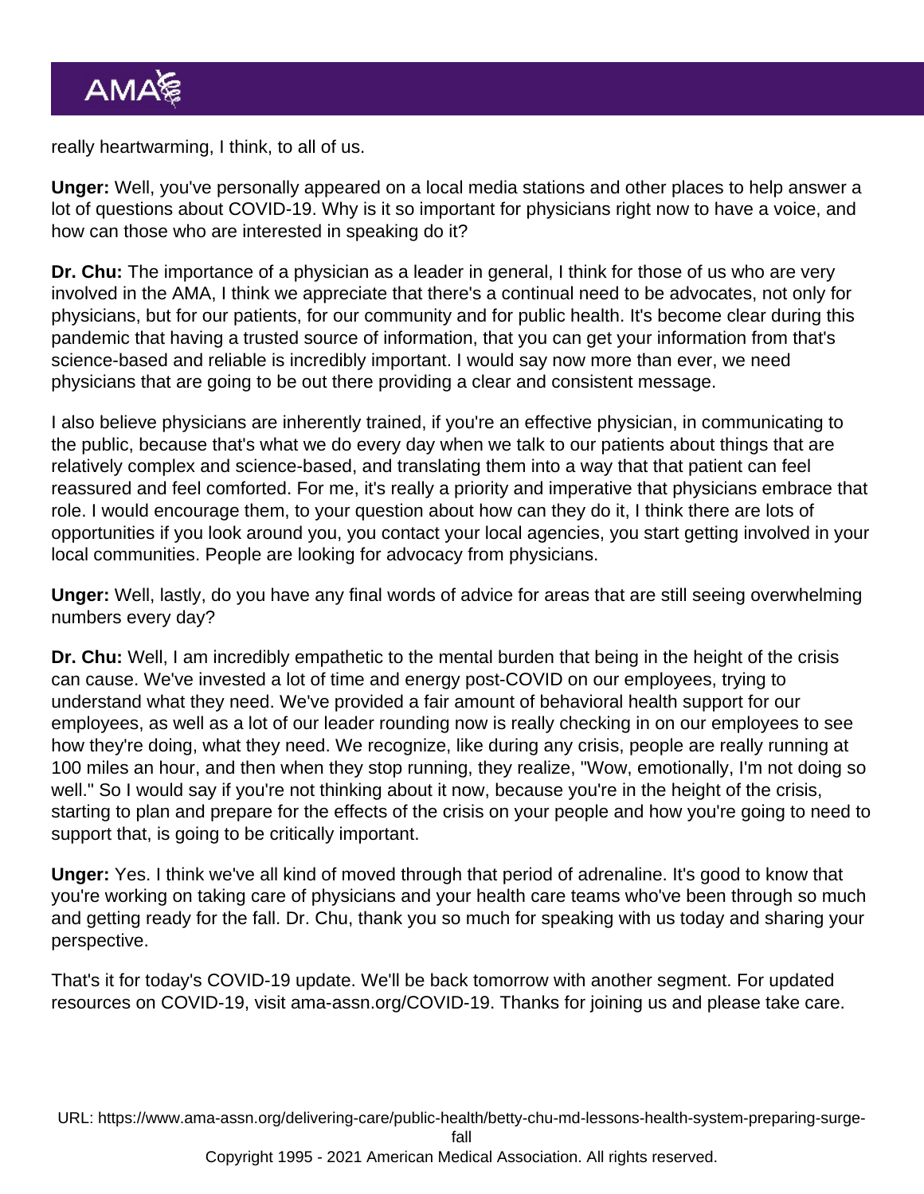really heartwarming, I think, to all of us.

**Unger:** Well, you've personally appeared on a local media stations and other places to help answer a lot of questions about COVID-19. Why is it so important for physicians right now to have a voice, and how can those who are interested in speaking do it?

**Dr. Chu:** The importance of a physician as a leader in general, I think for those of us who are very involved in the AMA, I think we appreciate that there's a continual need to be advocates, not only for physicians, but for our patients, for our community and for public health. It's become clear during this pandemic that having a trusted source of information, that you can get your information from that's science-based and reliable is incredibly important. I would say now more than ever, we need physicians that are going to be out there providing a clear and consistent message.

I also believe physicians are inherently trained, if you're an effective physician, in communicating to the public, because that's what we do every day when we talk to our patients about things that are relatively complex and science-based, and translating them into a way that that patient can feel reassured and feel comforted. For me, it's really a priority and imperative that physicians embrace that role. I would encourage them, to your question about how can they do it, I think there are lots of opportunities if you look around you, you contact your local agencies, you start getting involved in your local communities. People are looking for advocacy from physicians.

**Unger:** Well, lastly, do you have any final words of advice for areas that are still seeing overwhelming numbers every day?

**Dr. Chu:** Well, I am incredibly empathetic to the mental burden that being in the height of the crisis can cause. We've invested a lot of time and energy post-COVID on our employees, trying to understand what they need. We've provided a fair amount of behavioral health support for our employees, as well as a lot of our leader rounding now is really checking in on our employees to see how they're doing, what they need. We recognize, like during any crisis, people are really running at 100 miles an hour, and then when they stop running, they realize, "Wow, emotionally, I'm not doing so well." So I would say if you're not thinking about it now, because you're in the height of the crisis, starting to plan and prepare for the effects of the crisis on your people and how you're going to need to support that, is going to be critically important.

**Unger:** Yes. I think we've all kind of moved through that period of adrenaline. It's good to know that you're working on taking care of physicians and your health care teams who've been through so much and getting ready for the fall. Dr. Chu, thank you so much for speaking with us today and sharing your perspective.

That's it for today's COVID-19 update. We'll be back tomorrow with another segment. For updated resources on COVID-19, visit ama-assn.org/COVID-19. Thanks for joining us and please take care.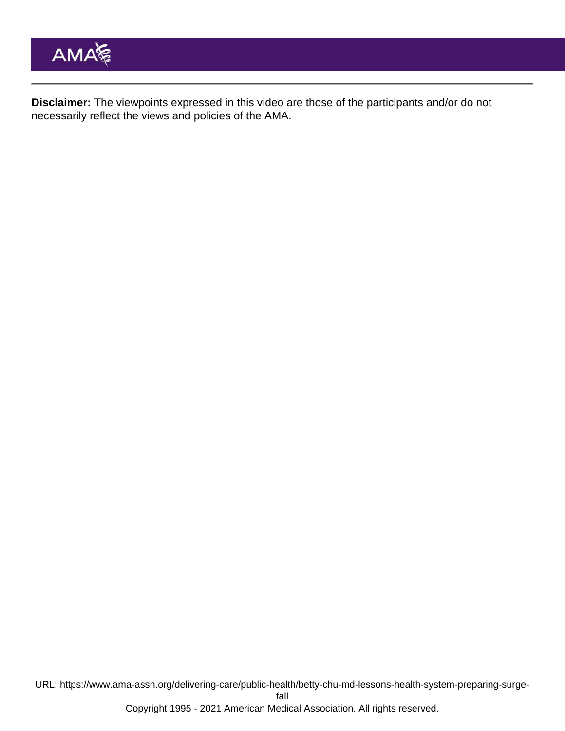**Disclaimer:** The viewpoints expressed in this video are those of the participants and/or do not necessarily reflect the views and policies of the AMA.